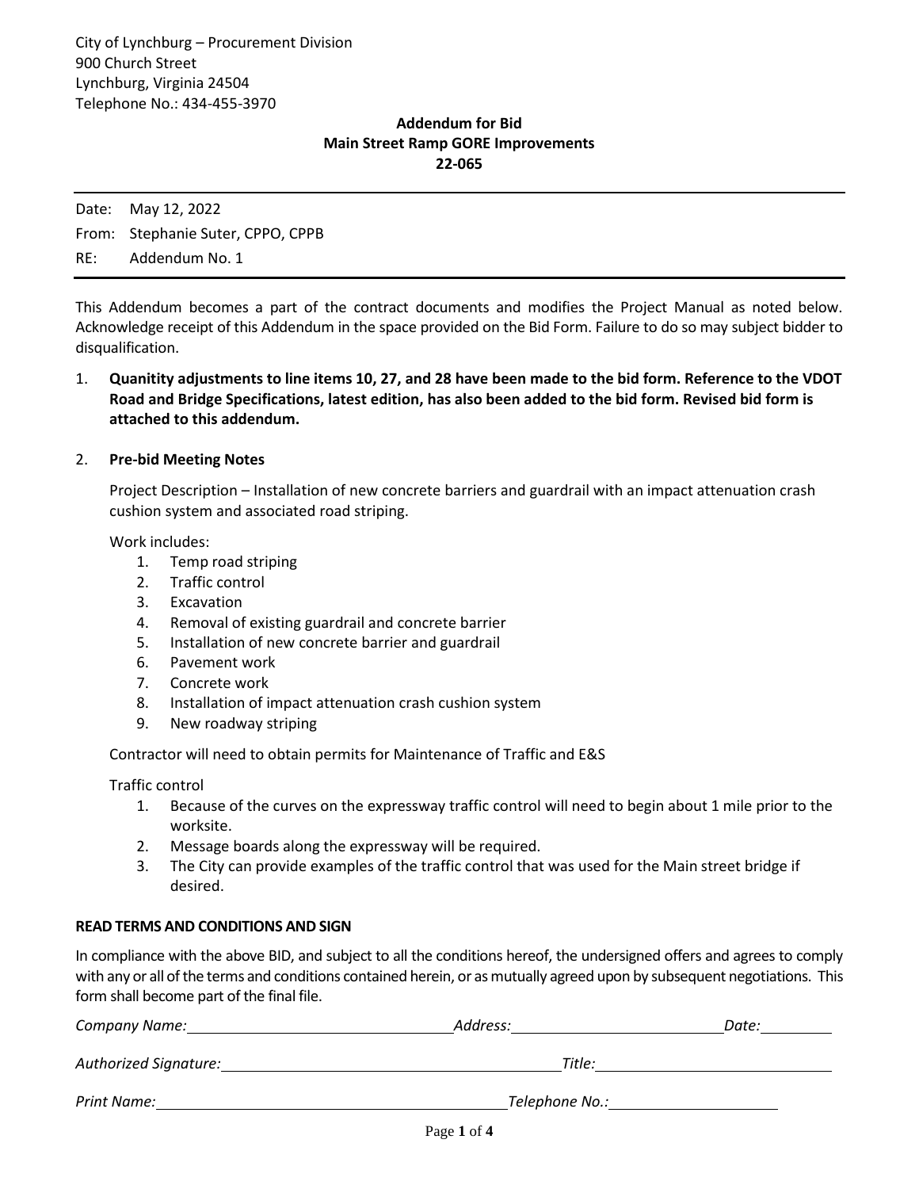City of Lynchburg – Procurement Division
900 Church Street
Lynchburg, Virginia 24504
Telephone No.: 434-455-3970

**Addendum for Bid**
**Main Street Ramp GORE Improvements**
**22-065**

---

Date: May 12, 2022

From: Stephanie Suter, CPPO, CPPB

RE: Addendum No. 1

---

This Addendum becomes a part of the contract documents and modifies the Project Manual as noted below. Acknowledge receipt of this Addendum in the space provided on the Bid Form. Failure to do so may subject bidder to disqualification.

1. **Quanitity adjustments to line items 10, 27, and 28 have been made to the bid form. Reference to the VDOT Road and Bridge Specifications, latest edition, has also been added to the bid form. Revised bid form is attached to this addendum.**

2. **Pre-bid Meeting Notes**

   Project Description – Installation of new concrete barriers and guardrail with an impact attenuation crash cushion system and associated road striping.

   Work includes:
   1. Temp road striping
   2. Traffic control
   3. Excavation
   4. Removal of existing guardrail and concrete barrier
   5. Installation of new concrete barrier and guardrail
   6. Pavement work
   7. Concrete work
   8. Installation of impact attenuation crash cushion system
   9. New roadway striping

   Contractor will need to obtain permits for Maintenance of Traffic and E&S

   Traffic control
   1. Because of the curves on the expressway traffic control will need to begin about 1 mile prior to the worksite.
   2. Message boards along the expressway will be required.
   3. The City can provide examples of the traffic control that was used for the Main street bridge if desired.

**READ TERMS AND CONDITIONS AND SIGN**

In compliance with the above BID, and subject to all the conditions hereof, the undersigned offers and agrees to comply with any or all of the terms and conditions contained herein, or as mutually agreed upon by subsequent negotiations. This form shall become part of the final file.

*Company Name:* ______________________ *Address:* ______________________ *Date:* __________

*Authorized Signature:* ______________________ *Title:* ______________________

*Print Name:* ______________________ *Telephone No.:* ______________________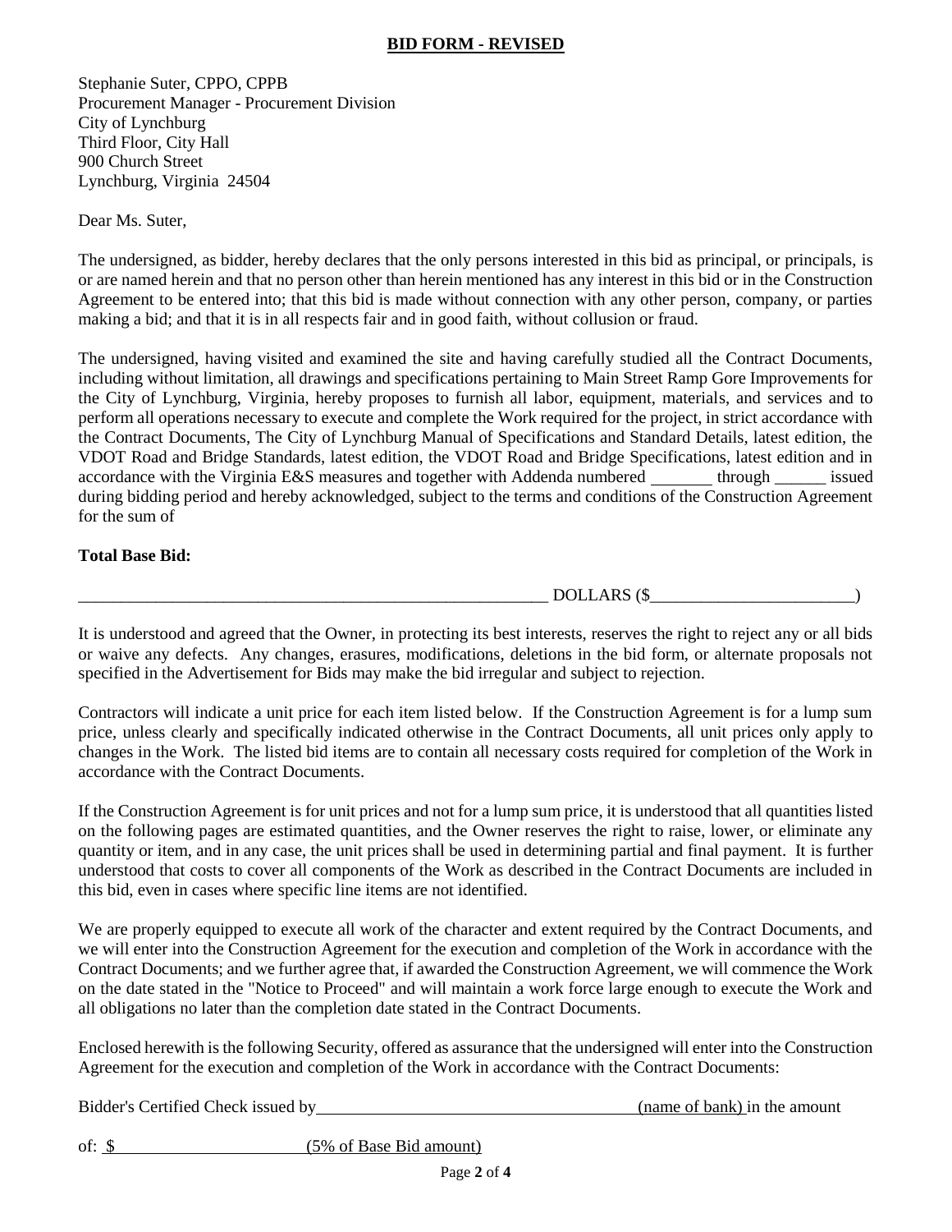## BID FORM - REVISED

Stephanie Suter, CPPO, CPPB
Procurement Manager - Procurement Division
City of Lynchburg
Third Floor, City Hall
900 Church Street
Lynchburg, Virginia 24504

Dear Ms. Suter,

The undersigned, as bidder, hereby declares that the only persons interested in this bid as principal, or principals, is or are named herein and that no person other than herein mentioned has any interest in this bid or in the Construction Agreement to be entered into; that this bid is made without connection with any other person, company, or parties making a bid; and that it is in all respects fair and in good faith, without collusion or fraud.

The undersigned, having visited and examined the site and having carefully studied all the Contract Documents, including without limitation, all drawings and specifications pertaining to Main Street Ramp Gore Improvements for the City of Lynchburg, Virginia, hereby proposes to furnish all labor, equipment, materials, and services and to perform all operations necessary to execute and complete the Work required for the project, in strict accordance with the Contract Documents, The City of Lynchburg Manual of Specifications and Standard Details, latest edition, the VDOT Road and Bridge Standards, latest edition, the VDOT Road and Bridge Specifications, latest edition and in accordance with the Virginia E&S measures and together with Addenda numbered _______ through ______ issued during bidding period and hereby acknowledged, subject to the terms and conditions of the Construction Agreement for the sum of

**Total Base Bid:**

________________________________________________________ DOLLARS ($________________________)

It is understood and agreed that the Owner, in protecting its best interests, reserves the right to reject any or all bids or waive any defects. Any changes, erasures, modifications, deletions in the bid form, or alternate proposals not specified in the Advertisement for Bids may make the bid irregular and subject to rejection.

Contractors will indicate a unit price for each item listed below. If the Construction Agreement is for a lump sum price, unless clearly and specifically indicated otherwise in the Contract Documents, all unit prices only apply to changes in the Work. The listed bid items are to contain all necessary costs required for completion of the Work in accordance with the Contract Documents.

If the Construction Agreement is for unit prices and not for a lump sum price, it is understood that all quantities listed on the following pages are estimated quantities, and the Owner reserves the right to raise, lower, or eliminate any quantity or item, and in any case, the unit prices shall be used in determining partial and final payment. It is further understood that costs to cover all components of the Work as described in the Contract Documents are included in this bid, even in cases where specific line items are not identified.

We are properly equipped to execute all work of the character and extent required by the Contract Documents, and we will enter into the Construction Agreement for the execution and completion of the Work in accordance with the Contract Documents; and we further agree that, if awarded the Construction Agreement, we will commence the Work on the date stated in the "Notice to Proceed" and will maintain a work force large enough to execute the Work and all obligations no later than the completion date stated in the Contract Documents.

Enclosed herewith is the following Security, offered as assurance that the undersigned will enter into the Construction Agreement for the execution and completion of the Work in accordance with the Contract Documents:

Bidder's Certified Check issued by_____________________________________(name of bank) in the amount

of: $______________________(5% of Base Bid amount)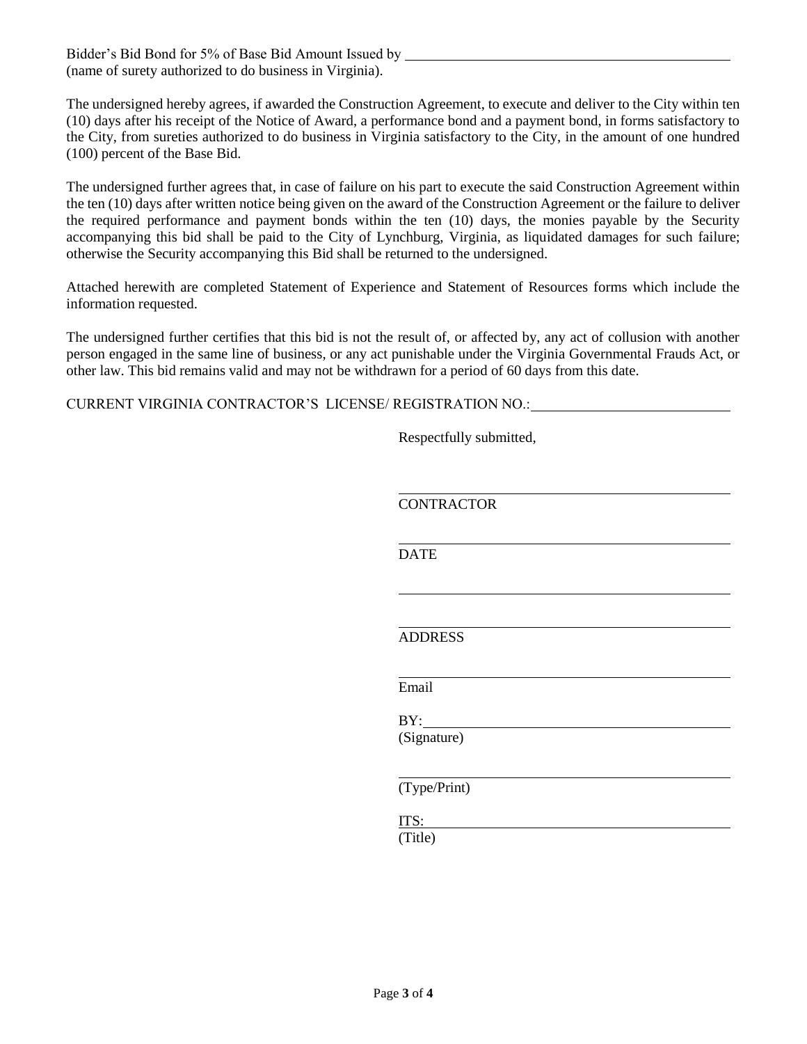Bidder's Bid Bond for 5% of Base Bid Amount Issued by \_\_\_\_\_\_\_\_\_\_\_\_\_\_\_\_\_\_\_\_\_\_\_\_\_\_\_\_\_\_\_\_\_\_\_\_\_\_\_\_
(name of surety authorized to do business in Virginia).

The undersigned hereby agrees, if awarded the Construction Agreement, to execute and deliver to the City within ten (10) days after his receipt of the Notice of Award, a performance bond and a payment bond, in forms satisfactory to the City, from sureties authorized to do business in Virginia satisfactory to the City, in the amount of one hundred (100) percent of the Base Bid.

The undersigned further agrees that, in case of failure on his part to execute the said Construction Agreement within the ten (10) days after written notice being given on the award of the Construction Agreement or the failure to deliver the required performance and payment bonds within the ten (10) days, the monies payable by the Security accompanying this bid shall be paid to the City of Lynchburg, Virginia, as liquidated damages for such failure; otherwise the Security accompanying this Bid shall be returned to the undersigned.

Attached herewith are completed Statement of Experience and Statement of Resources forms which include the information requested.

The undersigned further certifies that this bid is not the result of, or affected by, any act of collusion with another person engaged in the same line of business, or any act punishable under the Virginia Governmental Frauds Act, or other law. This bid remains valid and may not be withdrawn for a period of 60 days from this date.

CURRENT VIRGINIA CONTRACTOR'S LICENSE/ REGISTRATION NO.: \_\_\_\_\_\_\_\_\_\_\_\_\_\_\_\_\_\_\_\_\_\_\_\_\_\_\_\_

Respectfully submitted,

\_\_\_\_\_\_\_\_\_\_\_\_\_\_\_\_\_\_\_\_\_\_\_\_\_\_\_\_\_\_\_\_\_\_\_\_\_\_\_\_
CONTRACTOR

\_\_\_\_\_\_\_\_\_\_\_\_\_\_\_\_\_\_\_\_\_\_\_\_\_\_\_\_\_\_\_\_\_\_\_\_\_\_\_\_
DATE

\_\_\_\_\_\_\_\_\_\_\_\_\_\_\_\_\_\_\_\_\_\_\_\_\_\_\_\_\_\_\_\_\_\_\_\_\_\_\_\_

\_\_\_\_\_\_\_\_\_\_\_\_\_\_\_\_\_\_\_\_\_\_\_\_\_\_\_\_\_\_\_\_\_\_\_\_\_\_\_\_
ADDRESS

\_\_\_\_\_\_\_\_\_\_\_\_\_\_\_\_\_\_\_\_\_\_\_\_\_\_\_\_\_\_\_\_\_\_\_\_\_\_\_\_
Email

BY: \_\_\_\_\_\_\_\_\_\_\_\_\_\_\_\_\_\_\_\_\_\_\_\_\_\_\_\_\_\_\_\_\_\_\_\_\_
(Signature)

\_\_\_\_\_\_\_\_\_\_\_\_\_\_\_\_\_\_\_\_\_\_\_\_\_\_\_\_\_\_\_\_\_\_\_\_\_\_\_\_
(Type/Print)

ITS: \_\_\_\_\_\_\_\_\_\_\_\_\_\_\_\_\_\_\_\_\_\_\_\_\_\_\_\_\_\_\_\_\_\_\_\_
(Title)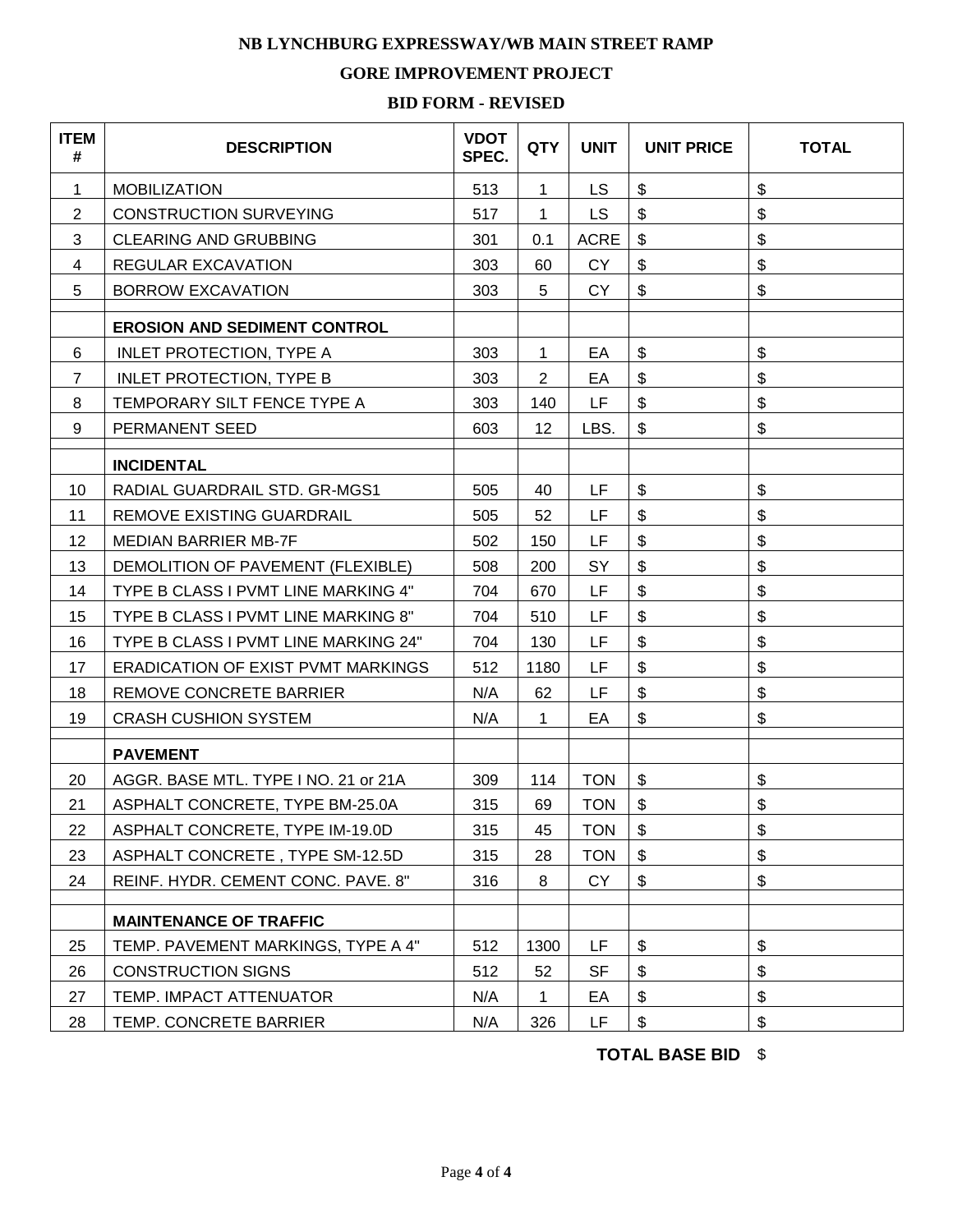**NB LYNCHBURG EXPRESSWAY/WB MAIN STREET RAMP**

**GORE IMPROVEMENT PROJECT**

**BID FORM - REVISED**

| ITEM # | DESCRIPTION | VDOT SPEC. | QTY | UNIT | UNIT PRICE | TOTAL |
|---|---|---|---|---|---|---|
| 1 | MOBILIZATION | 513 | 1 | LS | $ | $ |
| 2 | CONSTRUCTION SURVEYING | 517 | 1 | LS | $ | $ |
| 3 | CLEARING AND GRUBBING | 301 | 0.1 | ACRE | $ | $ |
| 4 | REGULAR EXCAVATION | 303 | 60 | CY | $ | $ |
| 5 | BORROW EXCAVATION | 303 | 5 | CY | $ | $ |
| | | | | | | |
| | **EROSION AND SEDIMENT CONTROL** | | | | | |
| 6 | INLET PROTECTION, TYPE A | 303 | 1 | EA | $ | $ |
| 7 | INLET PROTECTION, TYPE B | 303 | 2 | EA | $ | $ |
| 8 | TEMPORARY SILT FENCE TYPE A | 303 | 140 | LF | $ | $ |
| 9 | PERMANENT SEED | 603 | 12 | LBS. | $ | $ |
| | | | | | | |
| | **INCIDENTAL** | | | | | |
| 10 | RADIAL GUARDRAIL STD. GR-MGS1 | 505 | 40 | LF | $ | $ |
| 11 | REMOVE EXISTING GUARDRAIL | 505 | 52 | LF | $ | $ |
| 12 | MEDIAN BARRIER MB-7F | 502 | 150 | LF | $ | $ |
| 13 | DEMOLITION OF PAVEMENT (FLEXIBLE) | 508 | 200 | SY | $ | $ |
| 14 | TYPE B CLASS I PVMT LINE MARKING 4" | 704 | 670 | LF | $ | $ |
| 15 | TYPE B CLASS I PVMT LINE MARKING 8" | 704 | 510 | LF | $ | $ |
| 16 | TYPE B CLASS I PVMT LINE MARKING 24" | 704 | 130 | LF | $ | $ |
| 17 | ERADICATION OF EXIST PVMT MARKINGS | 512 | 1180 | LF | $ | $ |
| 18 | REMOVE CONCRETE BARRIER | N/A | 62 | LF | $ | $ |
| 19 | CRASH CUSHION SYSTEM | N/A | 1 | EA | $ | $ |
| | | | | | | |
| | **PAVEMENT** | | | | | |
| 20 | AGGR. BASE MTL. TYPE I NO. 21 or 21A | 309 | 114 | TON | $ | $ |
| 21 | ASPHALT CONCRETE, TYPE BM-25.0A | 315 | 69 | TON | $ | $ |
| 22 | ASPHALT CONCRETE, TYPE IM-19.0D | 315 | 45 | TON | $ | $ |
| 23 | ASPHALT CONCRETE , TYPE SM-12.5D | 315 | 28 | TON | $ | $ |
| 24 | REINF. HYDR. CEMENT CONC. PAVE. 8" | 316 | 8 | CY | $ | $ |
| | | | | | | |
| | **MAINTENANCE OF TRAFFIC** | | | | | |
| 25 | TEMP. PAVEMENT MARKINGS, TYPE A 4" | 512 | 1300 | LF | $ | $ |
| 26 | CONSTRUCTION SIGNS | 512 | 52 | SF | $ | $ |
| 27 | TEMP. IMPACT ATTENUATOR | N/A | 1 | EA | $ | $ |
| 28 | TEMP. CONCRETE BARRIER | N/A | 326 | LF | $ | $ |

**TOTAL BASE BID** $